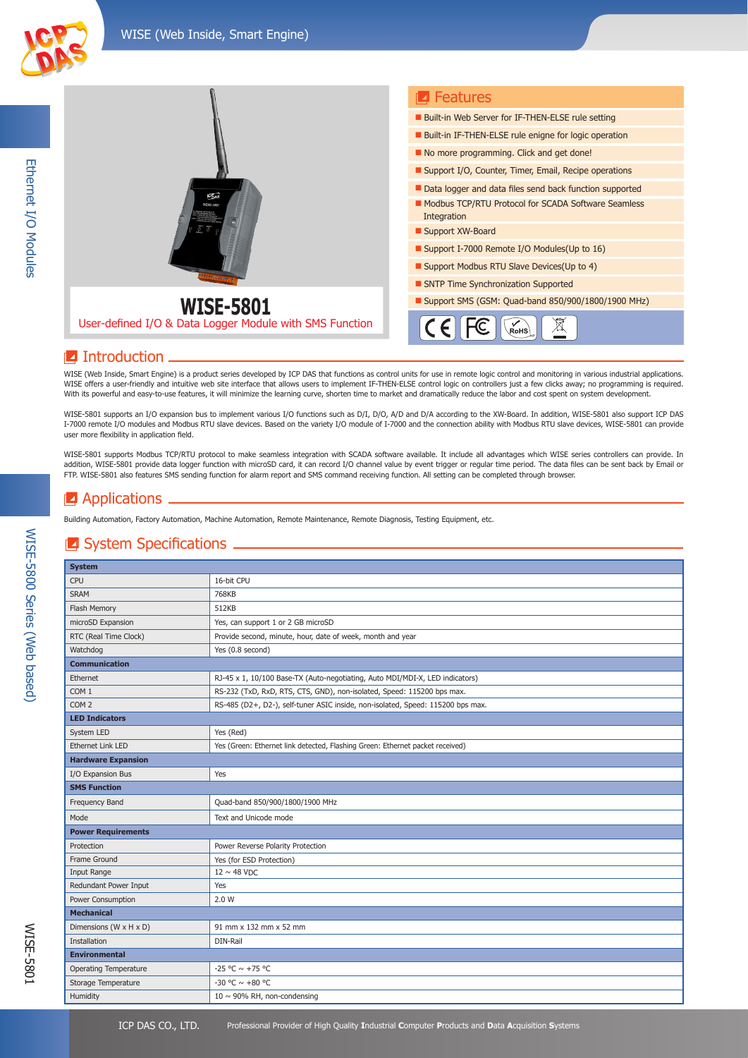# WISE-5801

User-defined I/O & Data Logger Module with SMS Function

## Features

- Built-in Web Server for IF-THEN-ELSE rule setting
- Built-in IF-THEN-ELSE rule enigne for logic operation
- No more programming. Click and get done!
- Support I/O, Counter, Timer, Email, Recipe operations
- Data logger and data files send back function supported
- Modbus TCP/RTU Protocol for SCADA Software Seamless Integration
- Support XW-Board
- Support I-7000 Remote I/O Modules(Up to 16)
- Support Modbus RTU Slave Devices(Up to 4)
- SNTP Time Synchronization Supported
- Support SMS (GSM: Quad-band 850/900/1800/1900 MHz)

## Introduction

WISE (Web Inside, Smart Engine) is a product series developed by ICP DAS that functions as control units for use in remote logic control and monitoring in various industrial applications. WISE offers a user-friendly and intuitive web site interface that allows users to implement IF-THEN-ELSE control logic on controllers just a few clicks away; no programming is required. With its powerful and easy-to-use features, it will minimize the learning curve, shorten time to market and dramatically reduce the labor and cost spent on system development.

WISE-5801 supports an I/O expansion bus to implement various I/O functions such as D/I, D/O, A/D and D/A according to the XW-Board. In addition, WISE-5801 also support ICP DAS I-7000 remote I/O modules and Modbus RTU slave devices. Based on the variety I/O module of I-7000 and the connection ability with Modbus RTU slave devices, WISE-5801 can provide user more flexibility in application field.

WISE-5801 supports Modbus TCP/RTU protocol to make seamless integration with SCADA software available. It include all advantages which WISE series controllers can provide. In addition, WISE-5801 provide data logger function with microSD card, it can record I/O channel value by event trigger or regular time period. The data files can be sent back by Email or FTP. WISE-5801 also features SMS sending function for alarm report and SMS command receiving function. All setting can be completed through browser.

## Applications

Building Automation, Factory Automation, Machine Automation, Remote Maintenance, Remote Diagnosis, Testing Equipment, etc.

## System Specifications

| **System** | |
|---|---|
| CPU | 16-bit CPU |
| SRAM | 768KB |
| Flash Memory | 512KB |
| microSD Expansion | Yes, can support 1 or 2 GB microSD |
| RTC (Real Time Clock) | Provide second, minute, hour, date of week, month and year |
| Watchdog | Yes (0.8 second) |
| **Communication** | |
| Ethernet | RJ-45 x 1, 10/100 Base-TX (Auto-negotiating, Auto MDI/MDI-X, LED indicators) |
| COM 1 | RS-232 (TxD, RxD, RTS, CTS, GND), non-isolated, Speed: 115200 bps max. |
| COM 2 | RS-485 (D2+, D2-), self-tuner ASIC inside, non-isolated, Speed: 115200 bps max. |
| **LED Indicators** | |
| System LED | Yes (Red) |
| Ethernet Link LED | Yes (Green: Ethernet link detected, Flashing Green: Ethernet packet received) |
| **Hardware Expansion** | |
| I/O Expansion Bus | Yes |
| **SMS Function** | |
| Frequency Band | Quad-band 850/900/1800/1900 MHz |
| Mode | Text and Unicode mode |
| **Power Requirements** | |
| Protection | Power Reverse Polarity Protection |
| Frame Ground | Yes (for ESD Protection) |
| Input Range | 12 ~ 48 VDC |
| Redundant Power Input | Yes |
| Power Consumption | 2.0 W |
| **Mechanical** | |
| Dimensions (W x H x D) | 91 mm x 132 mm x 52 mm |
| Installation | DIN-Rail |
| **Environmental** | |
| Operating Temperature | -25 °C ~ +75 °C |
| Storage Temperature | -30 °C ~ +80 °C |
| Humidity | 10 ~ 90% RH, non-condensing |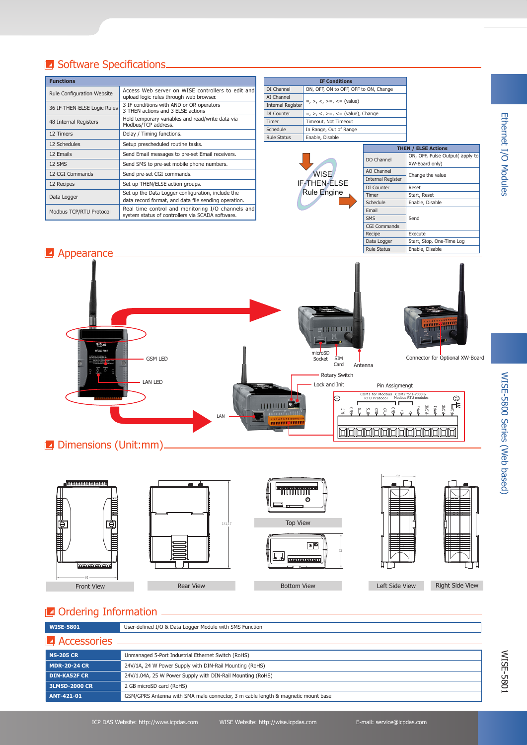## Software Specifications

| Functions | |
|---|---|
| Rule Configuration Website | Access Web server on WISE controllers to edit and upload logic rules through web browser. |
| 36 IF-THEN-ELSE Logic Rules | 3 IF conditions with AND or OR operators<br>3 THEN actions and 3 ELSE actions |
| 48 Internal Registers | Hold temporary variables and read/write data via Modbus/TCP address. |
| 12 Timers | Delay / Timing functions. |
| 12 Schedules | Setup prescheduled routine tasks. |
| 12 Emails | Send Email messages to pre-set Email receivers. |
| 12 SMS | Send SMS to pre-set mobile phone numbers. |
| 12 CGI Commands | Send pre-set CGI commands. |
| 12 Recipes | Set up THEN/ELSE action groups. |
| Data Logger | Set up the Data Logger configuration, include the data record format, and data file sending operation. |
| Modbus TCP/RTU Protocol | Real time control and monitoring I/O channels and system status of controllers via SCADA software. |

| IF Conditions | |
|---|---|
| DI Channel | ON, OFF, ON to OFF, OFF to ON, Change |
| AI Channel | =, >, <, >=, <= (value) |
| Internal Register | =, >, <, >=, <= (value) |
| DI Counter | =, >, <, >=, <= (value), Change |
| Timer | Timeout, Not Timeout |
| Schedule | In Range, Out of Range |
| Rule Status | Enable, Disable |

WISE IF-THEN-ELSE Rule Engine

| THEN / ELSE Actions | |
|---|---|
| DO Channel | ON, OFF, Pulse Output( apply to XW-Board only) |
| AO Channel | Change the value |
| Internal Register | Change the value |
| DI Counter | Reset |
| Timer | Start, Reset |
| Schedule | Enable, Disable |
| Email | Send |
| SMS | Send |
| CGI Commands | Send |
| Recipe | Execute |
| Data Logger | Start, Stop, One-Time Log |
| Rule Status | Enable, Disable |

## Appearance

GSM LED
LAN LED
LAN
microSD Socket
SIM Card
Antenna
Connector for Optional XW-Board
Rotary Switch
Lock and Init
Pin Assigmengt
COM1 for Modbus RTU Protocol
COM2 for I-7000 & Modbus RTU modules

## Dimensions (Unit:mm)

91
131.17
52
52

Front View
Rear View
Top View
Bottom View
Left Side View
Right Side View

## Ordering Information

| | |
|---|---|
| **WISE-5801** | User-defined I/O & Data Logger Module with SMS Function |

## Accessories

| | |
|---|---|
| **NS-205 CR** | Unmanaged 5-Port Industrial Ethernet Switch (RoHS) |
| **MDR-20-24 CR** | 24V/1A, 24 W Power Supply with DIN-Rail Mounting (RoHS) |
| **DIN-KA52F CR** | 24V/1.04A, 25 W Power Supply with DIN-Rail Mounting (RoHS) |
| **3LMSD-2000 CR** | 2 GB microSD card (RoHS) |
| **ANT-421-01** | GSM/GPRS Antenna with SMA male connector, 3 m cable length & magnetic mount base |

ICP DAS Website: http://www.icpdas.com WISE Website: http://wise.icpdas.com E-mail: service@icpdas.com